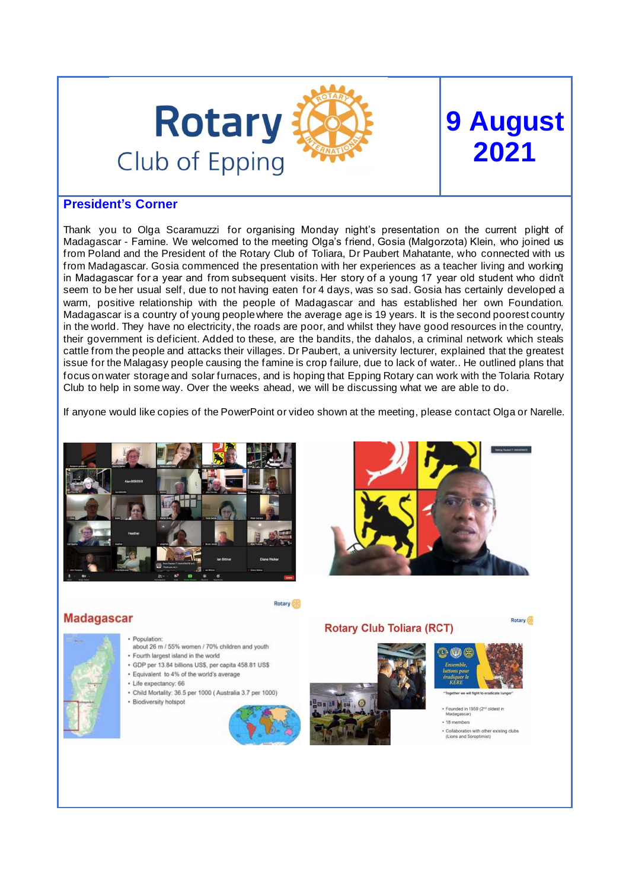# Rotary Club of Epping

# 9 August 2021

## President's Corner

Thank you to Olga Scaramuzzi for organising Monday night's presentation on the current plight of Madagascar - Famine. We welcomed to the meeting Olga's friend, Gosia (Malgorzota) Klein, who joined us from Poland and the President of the Rotary Club of Toliara, Dr Paubert Mahatante, who connected with us from Madagascar. Gosia commenced the presentation with her experiences as a teacher living and working in Madagascar for a year and from subsequent visits. Her story of a young 17 year old student who didn't seem to be her usual self, due to not having eaten for 4 days, was so sad. Gosia has certainly developed a warm, positive relationship with the people of Madagascar and has established her own Foundation. Madagascar is a country of young people where the average age is 19 years. It is the second poorest country in the world. They have no electricity, the roads are poor, and whilst they have good resources in the country, their government is deficient. Added to these, are the bandits, the dahalos, a criminal network which steals cattle from the people and attacks their villages. Dr Paubert, a university lecturer, explained that the greatest issue for the Malagasy people causing the famine is crop failure, due to lack of water.. He outlined plans that focus on water storage and solar furnaces, and is hoping that Epping Rotary can work with the Tolaria Rotary Club to help in some way. Over the weeks ahead, we will be discussing what we are able to do.

If anyone would like copies of the PowerPoint or video shown at the meeting, please contact Olga or Narelle.

**Madagascar**

- Population: about 26 m / 55% women / 70% children and youth
- Fourth largest island in the world
- GDP per 13.84 billions US$, per capita 458.81 US$
- Equivalent to 4% of the world's average
- Life expectancy: 66
- Child Mortality: 36.5 per 1000 ( Australia 3.7 per 1000)
- Biodiversity hotspot

**Rotary Club Toliara (RCT)**

Ensemble, luttons pour éradiquer le KERE

"Together we will fight to eradicate hunger"

- Founded in 1959 (2nd oldest in Madagascar)
- 18 members
- Collaboration with other existing clubs (Lions and Soroptimist)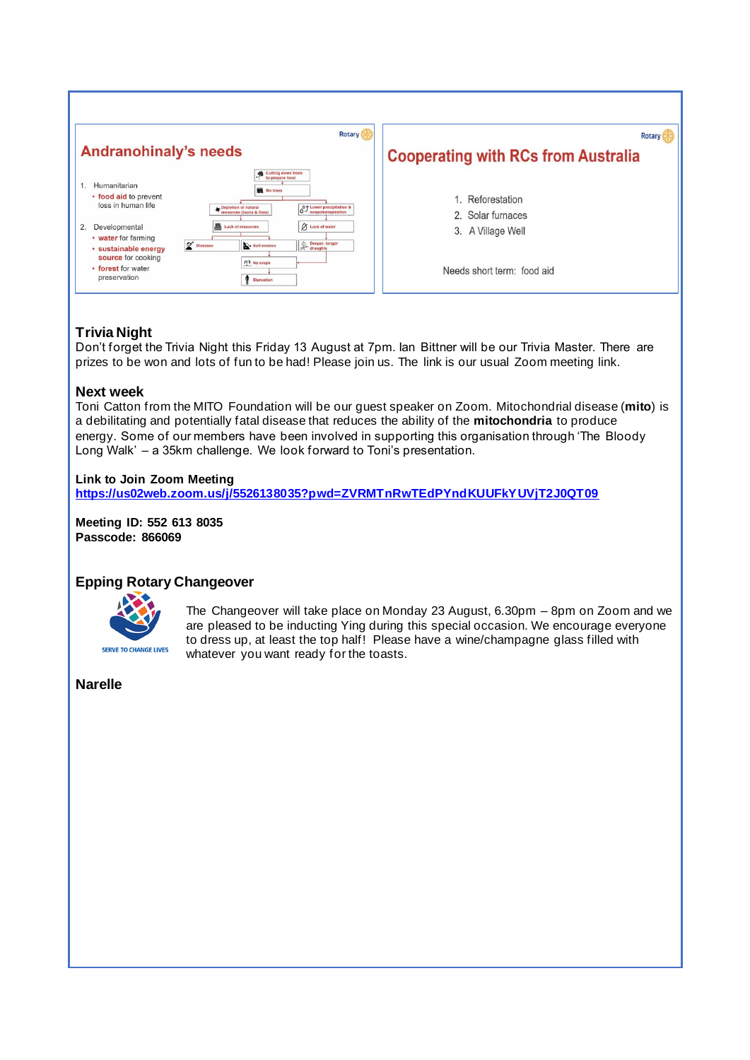## Andranohinaly's needs

1. Humanitarian
   - **food aid** to prevent loss in human life
2. Developmental
   - **water** for farming
   - **sustainable energy source** for cooking
   - **forest** for water preservation

Cutting down trees to prepare food
No trees
Depletion of natural resources (fauna & flora)
Lower precipitation & evapotranspiration
Lack of resources
Lack of water
Diseases
Soil erosion
Deeper, longer droughts
No crops
Starvation

## Cooperating with RCs from Australia

1. Reforestation
2. Solar furnaces
3. A Village Well

Needs short term: food aid

## Trivia Night

Don't forget the Trivia Night this Friday 13 August at 7pm. Ian Bittner will be our Trivia Master. There are prizes to be won and lots of fun to be had! Please join us. The link is our usual Zoom meeting link.

## Next week

Toni Catton from the MITO Foundation will be our guest speaker on Zoom. Mitochondrial disease (**mito**) is a debilitating and potentially fatal disease that reduces the ability of the **mitochondria** to produce energy. Some of our members have been involved in supporting this organisation through 'The Bloody Long Walk' – a 35km challenge. We look forward to Toni's presentation.

**Link to Join Zoom Meeting**
**https://us02web.zoom.us/j/5526138035?pwd=ZVRMTnRwTEdPYndKUUFkYUVjT2J0QT09**

**Meeting ID: 552 613 8035**
**Passcode: 866069**

## Epping Rotary Changeover

SERVE TO CHANGE LIVES

The Changeover will take place on Monday 23 August, 6.30pm – 8pm on Zoom and we are pleased to be inducting Ying during this special occasion. We encourage everyone to dress up, at least the top half! Please have a wine/champagne glass filled with whatever you want ready for the toasts.

**Narelle**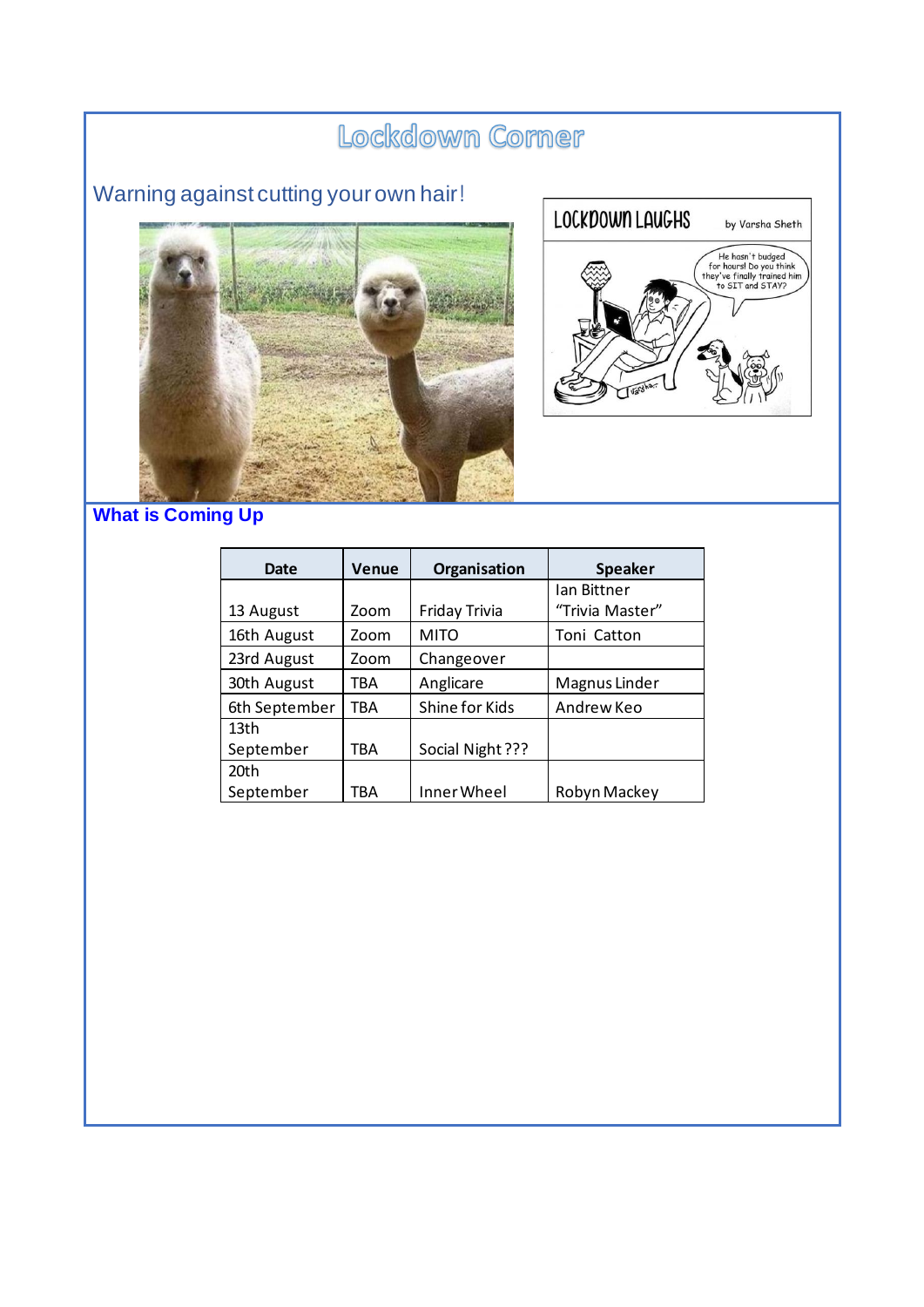# Lockdown Corner

## Warning against cutting your own hair!

## What is Coming Up

| Date | Venue | Organisation | Speaker |
|---|---|---|---|
| 13 August | Zoom | Friday Trivia | Ian Bittner "Trivia Master" |
| 16th August | Zoom | MITO | Toni Catton |
| 23rd August | Zoom | Changeover | |
| 30th August | TBA | Anglicare | Magnus Linder |
| 6th September | TBA | Shine for Kids | Andrew Keo |
| 13th September | TBA | Social Night ??? | |
| 20th September | TBA | Inner Wheel | Robyn Mackey |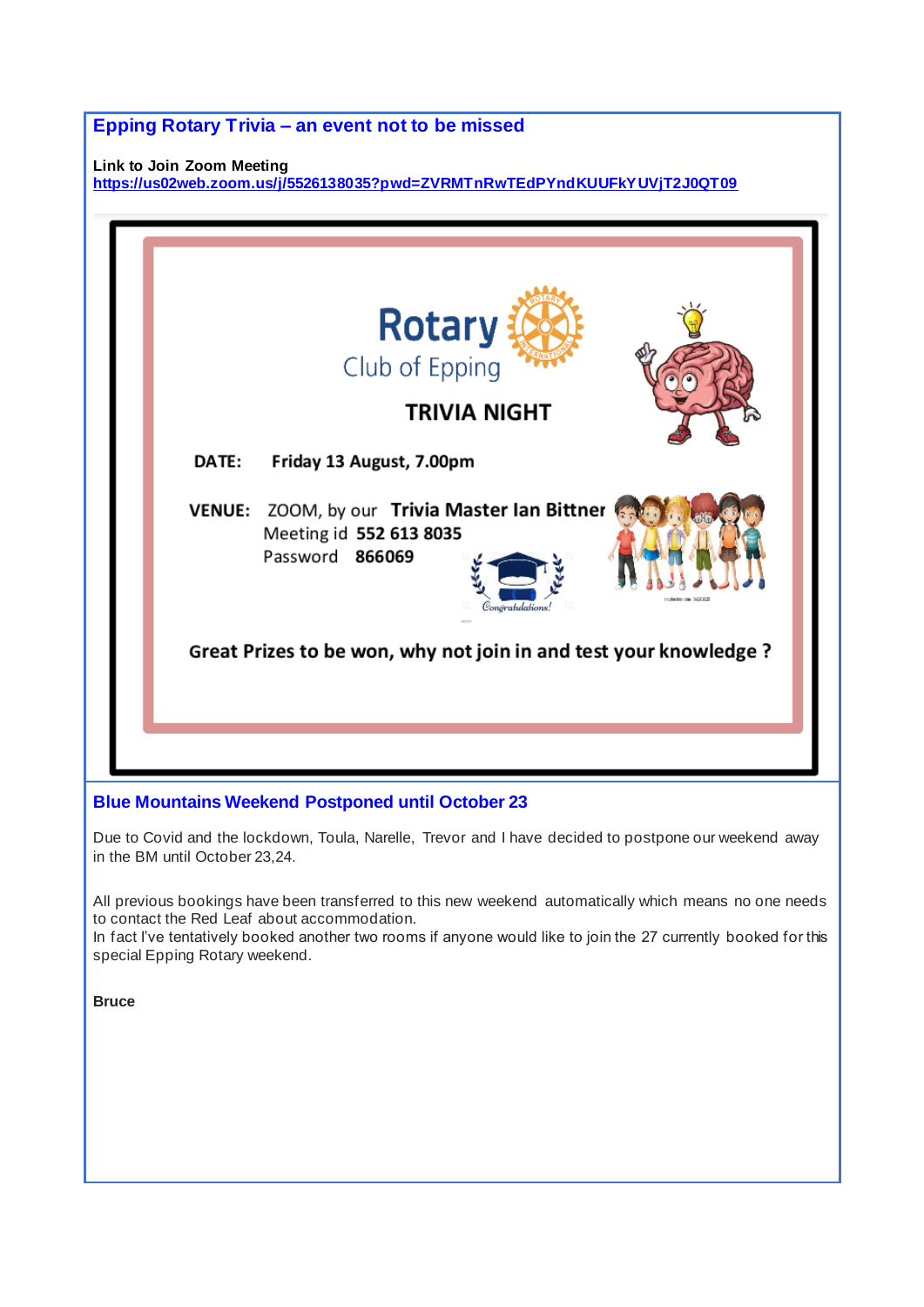## Epping Rotary Trivia – an event not to be missed

**Link to Join Zoom Meeting**
**https://us02web.zoom.us/j/5526138035?pwd=ZVRMTnRwTEdPYndKUUFkYUVjT2J0QT09**

Rotary
Club of Epping

**TRIVIA NIGHT**

**DATE:** **Friday 13 August, 7.00pm**

**VENUE:** ZOOM, by our **Trivia Master Ian Bittner**
Meeting id **552 613 8035**
Password **866069**

*Congratulations!*

**Great Prizes to be won, why not join in and test your knowledge ?**

## Blue Mountains Weekend Postponed until October 23

Due to Covid and the lockdown, Toula, Narelle, Trevor and I have decided to postpone our weekend away in the BM until October 23,24.

All previous bookings have been transferred to this new weekend automatically which means no one needs to contact the Red Leaf about accommodation.
In fact I've tentatively booked another two rooms if anyone would like to join the 27 currently booked for this special Epping Rotary weekend.

**Bruce**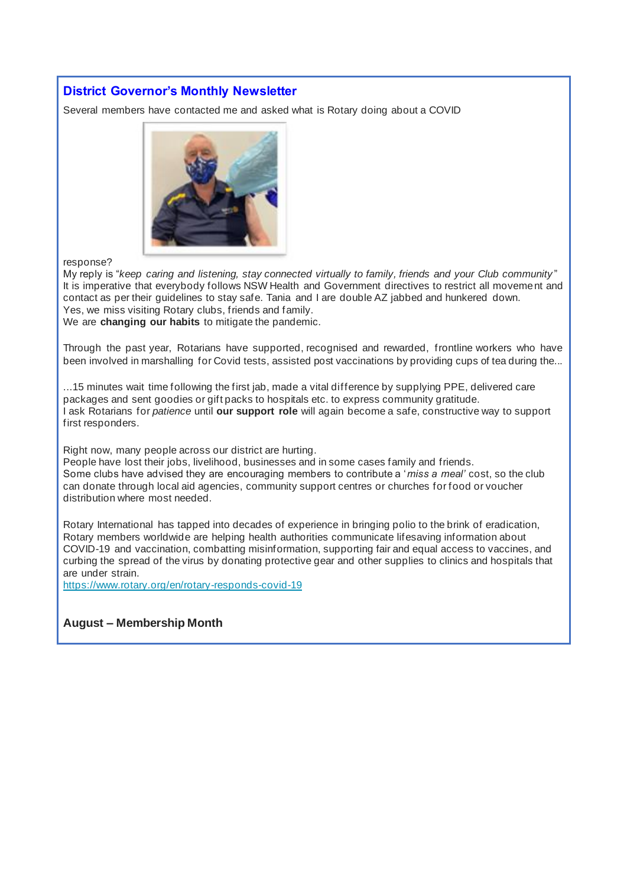## District Governor's Monthly Newsletter

Several members have contacted me and asked what is Rotary doing about a COVID response?

My reply is "*keep caring and listening, stay connected virtually to family, friends and your Club community*"
It is imperative that everybody follows NSW Health and Government directives to restrict all movement and contact as per their guidelines to stay safe. Tania and I are double AZ jabbed and hunkered down.
Yes, we miss visiting Rotary clubs, friends and family.
We are **changing our habits** to mitigate the pandemic.

Through the past year, Rotarians have supported, recognised and rewarded, frontline workers who have been involved in marshalling for Covid tests, assisted post vaccinations by providing cups of tea during the...

...15 minutes wait time following the first jab, made a vital difference by supplying PPE, delivered care packages and sent goodies or gift packs to hospitals etc. to express community gratitude.
I ask Rotarians for *patience* until **our support role** will again become a safe, constructive way to support first responders.

Right now, many people across our district are hurting.
People have lost their jobs, livelihood, businesses and in some cases family and friends.
Some clubs have advised they are encouraging members to contribute a '*miss a meal'* cost, so the club can donate through local aid agencies, community support centres or churches for food or voucher distribution where most needed.

Rotary International has tapped into decades of experience in bringing polio to the brink of eradication, Rotary members worldwide are helping health authorities communicate lifesaving information about COVID-19 and vaccination, combatting misinformation, supporting fair and equal access to vaccines, and curbing the spread of the virus by donating protective gear and other supplies to clinics and hospitals that are under strain.
https://www.rotary.org/en/rotary-responds-covid-19

### August – Membership Month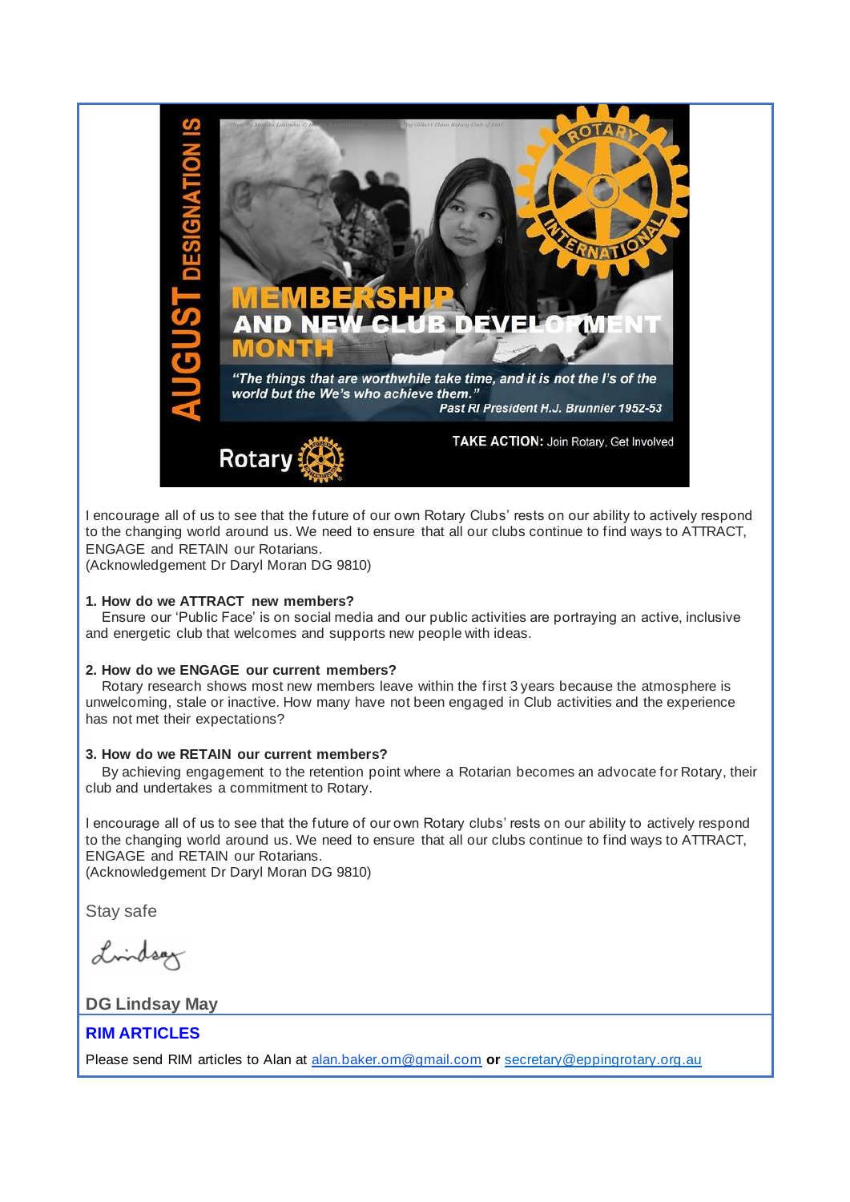AUGUST DESIGNATION IS

MEMBERSHIP AND NEW CLUB DEVELOPMENT MONTH

*"The things that are worthwhile take time, and it is not the I's of the world but the We's who achieve them."*
*Past RI President H.J. Brunnier 1952-53*

**TAKE ACTION:** Join Rotary, Get Involved

Rotary

I encourage all of us to see that the future of our own Rotary Clubs' rests on our ability to actively respond to the changing world around us. We need to ensure that all our clubs continue to find ways to ATTRACT, ENGAGE and RETAIN our Rotarians.
(Acknowledgement Dr Daryl Moran DG 9810)

**1. How do we ATTRACT new members?**
Ensure our 'Public Face' is on social media and our public activities are portraying an active, inclusive and energetic club that welcomes and supports new people with ideas.

**2. How do we ENGAGE our current members?**
Rotary research shows most new members leave within the first 3 years because the atmosphere is unwelcoming, stale or inactive. How many have not been engaged in Club activities and the experience has not met their expectations?

**3. How do we RETAIN our current members?**
By achieving engagement to the retention point where a Rotarian becomes an advocate for Rotary, their club and undertakes a commitment to Rotary.

I encourage all of us to see that the future of our own Rotary clubs' rests on our ability to actively respond to the changing world around us. We need to ensure that all our clubs continue to find ways to ATTRACT, ENGAGE and RETAIN our Rotarians.
(Acknowledgement Dr Daryl Moran DG 9810)

Stay safe

Lindsay

**DG Lindsay May**

## RIM ARTICLES

Please send RIM articles to Alan at alan.baker.om@gmail.com **or** secretary@eppingrotary.org.au